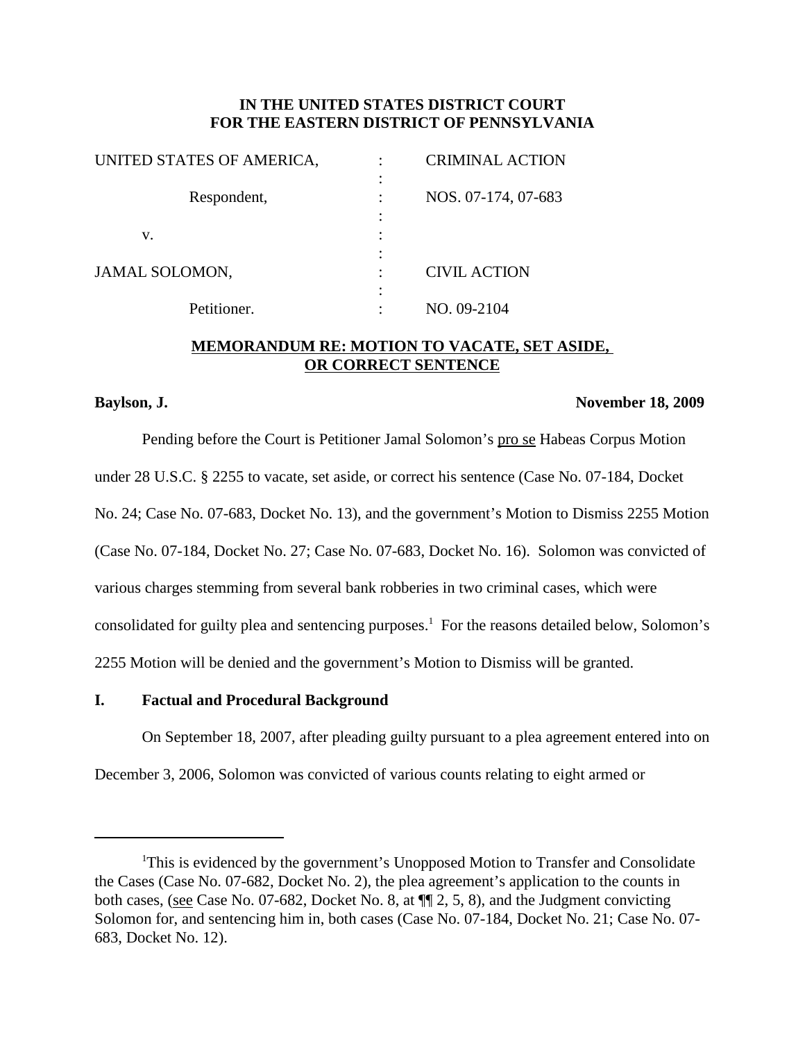**IN THE UNITED STATES DISTRICT COURT**
**FOR THE EASTERN DISTRICT OF PENNSYLVANIA**

| | | |
|---|---|---|
| UNITED STATES OF AMERICA, | : | CRIMINAL ACTION |
| Respondent, | : | NOS. 07-174, 07-683 |
| v. | : | |
| JAMAL SOLOMON, | : | CIVIL ACTION |
| Petitioner. | : | NO. 09-2104 |

**MEMORANDUM RE: MOTION TO VACATE, SET ASIDE, OR CORRECT SENTENCE**

**Baylson, J.** **November 18, 2009**

Pending before the Court is Petitioner Jamal Solomon's pro se Habeas Corpus Motion under 28 U.S.C. § 2255 to vacate, set aside, or correct his sentence (Case No. 07-184, Docket No. 24; Case No. 07-683, Docket No. 13), and the government's Motion to Dismiss 2255 Motion (Case No. 07-184, Docket No. 27; Case No. 07-683, Docket No. 16). Solomon was convicted of various charges stemming from several bank robberies in two criminal cases, which were consolidated for guilty plea and sentencing purposes.[1] For the reasons detailed below, Solomon's 2255 Motion will be denied and the government's Motion to Dismiss will be granted.

## I. Factual and Procedural Background

On September 18, 2007, after pleading guilty pursuant to a plea agreement entered into on December 3, 2006, Solomon was convicted of various counts relating to eight armed or

[1] This is evidenced by the government's Unopposed Motion to Transfer and Consolidate the Cases (Case No. 07-682, Docket No. 2), the plea agreement's application to the counts in both cases, (see Case No. 07-682, Docket No. 8, at ¶¶ 2, 5, 8), and the Judgment convicting Solomon for, and sentencing him in, both cases (Case No. 07-184, Docket No. 21; Case No. 07-683, Docket No. 12).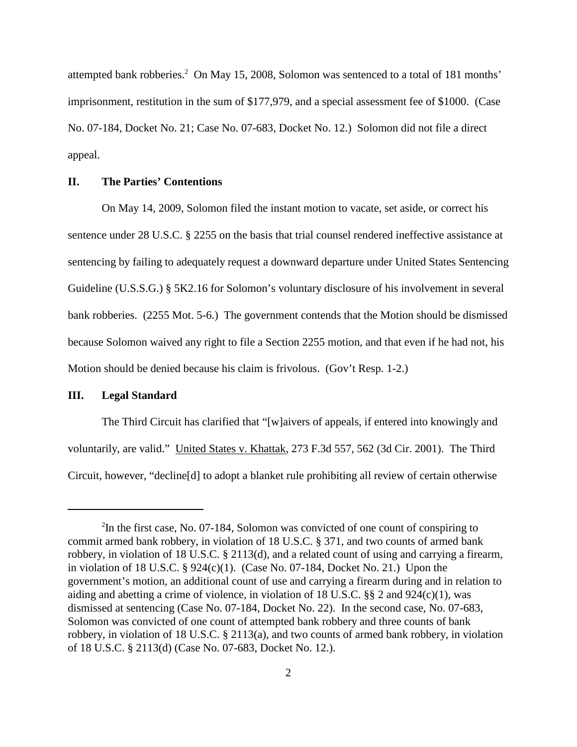attempted bank robberies.[2] On May 15, 2008, Solomon was sentenced to a total of 181 months' imprisonment, restitution in the sum of $177,979, and a special assessment fee of $1000. (Case No. 07-184, Docket No. 21; Case No. 07-683, Docket No. 12.) Solomon did not file a direct appeal.

## II. The Parties' Contentions

On May 14, 2009, Solomon filed the instant motion to vacate, set aside, or correct his sentence under 28 U.S.C. § 2255 on the basis that trial counsel rendered ineffective assistance at sentencing by failing to adequately request a downward departure under United States Sentencing Guideline (U.S.S.G.) § 5K2.16 for Solomon's voluntary disclosure of his involvement in several bank robberies. (2255 Mot. 5-6.) The government contends that the Motion should be dismissed because Solomon waived any right to file a Section 2255 motion, and that even if he had not, his Motion should be denied because his claim is frivolous. (Gov't Resp. 1-2.)

## III. Legal Standard

The Third Circuit has clarified that "[w]aivers of appeals, if entered into knowingly and voluntarily, are valid." United States v. Khattak, 273 F.3d 557, 562 (3d Cir. 2001). The Third Circuit, however, "decline[d] to adopt a blanket rule prohibiting all review of certain otherwise

---

[2] In the first case, No. 07-184, Solomon was convicted of one count of conspiring to commit armed bank robbery, in violation of 18 U.S.C. § 371, and two counts of armed bank robbery, in violation of 18 U.S.C. § 2113(d), and a related count of using and carrying a firearm, in violation of 18 U.S.C. § 924(c)(1). (Case No. 07-184, Docket No. 21.) Upon the government's motion, an additional count of use and carrying a firearm during and in relation to aiding and abetting a crime of violence, in violation of 18 U.S.C. §§ 2 and 924(c)(1), was dismissed at sentencing (Case No. 07-184, Docket No. 22). In the second case, No. 07-683, Solomon was convicted of one count of attempted bank robbery and three counts of bank robbery, in violation of 18 U.S.C. § 2113(a), and two counts of armed bank robbery, in violation of 18 U.S.C. § 2113(d) (Case No. 07-683, Docket No. 12.).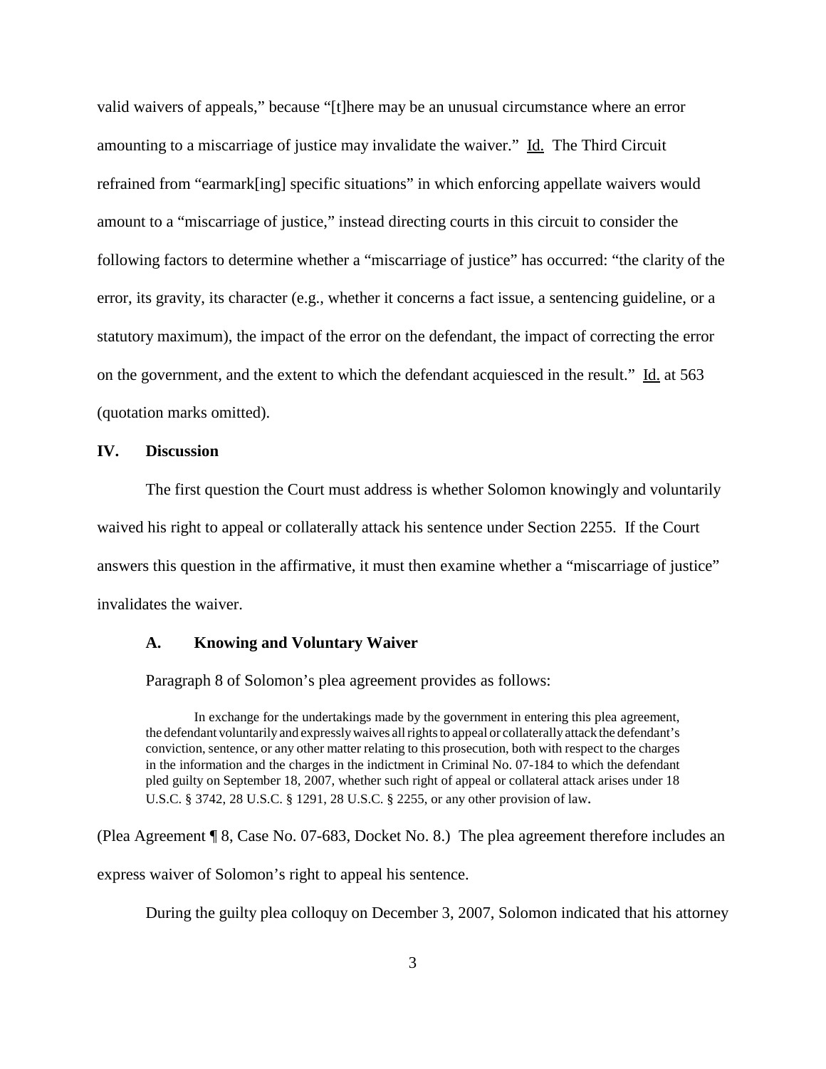valid waivers of appeals," because "[t]here may be an unusual circumstance where an error amounting to a miscarriage of justice may invalidate the waiver." Id. The Third Circuit refrained from "earmark[ing] specific situations" in which enforcing appellate waivers would amount to a "miscarriage of justice," instead directing courts in this circuit to consider the following factors to determine whether a "miscarriage of justice" has occurred: "the clarity of the error, its gravity, its character (e.g., whether it concerns a fact issue, a sentencing guideline, or a statutory maximum), the impact of the error on the defendant, the impact of correcting the error on the government, and the extent to which the defendant acquiesced in the result." Id. at 563 (quotation marks omitted).

## IV. Discussion

The first question the Court must address is whether Solomon knowingly and voluntarily waived his right to appeal or collaterally attack his sentence under Section 2255. If the Court answers this question in the affirmative, it must then examine whether a "miscarriage of justice" invalidates the waiver.

### A. Knowing and Voluntary Waiver

Paragraph 8 of Solomon's plea agreement provides as follows:

> In exchange for the undertakings made by the government in entering this plea agreement, the defendant voluntarily and expressly waives all rights to appeal or collaterally attack the defendant's conviction, sentence, or any other matter relating to this prosecution, both with respect to the charges in the information and the charges in the indictment in Criminal No. 07-184 to which the defendant pled guilty on September 18, 2007, whether such right of appeal or collateral attack arises under 18 U.S.C. § 3742, 28 U.S.C. § 1291, 28 U.S.C. § 2255, or any other provision of law.

(Plea Agreement ¶ 8, Case No. 07-683, Docket No. 8.) The plea agreement therefore includes an express waiver of Solomon's right to appeal his sentence.

During the guilty plea colloquy on December 3, 2007, Solomon indicated that his attorney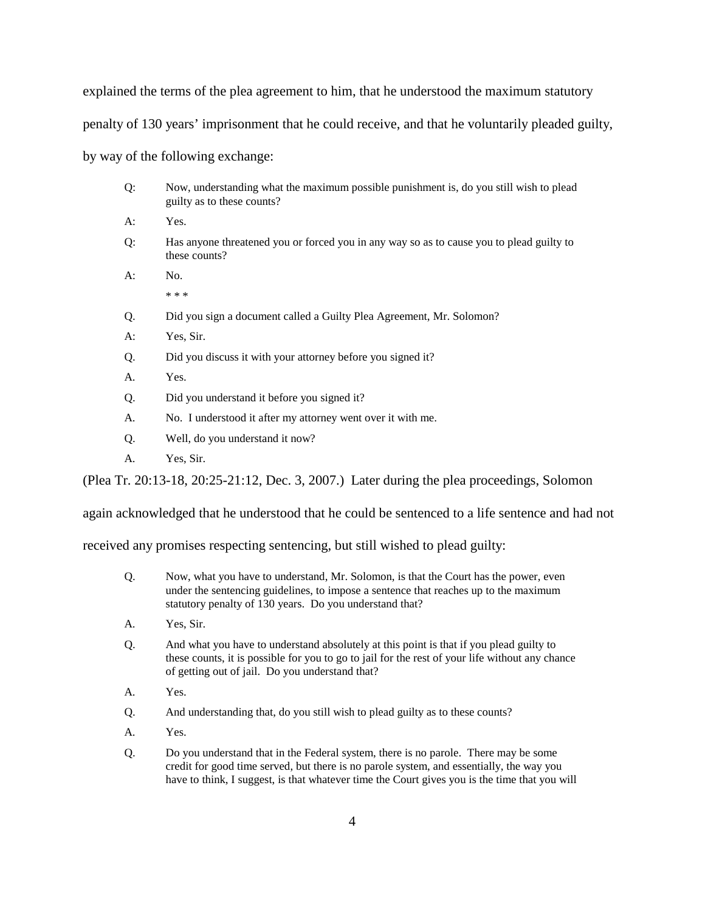explained the terms of the plea agreement to him, that he understood the maximum statutory penalty of 130 years' imprisonment that he could receive, and that he voluntarily pleaded guilty, by way of the following exchange:

> Q: Now, understanding what the maximum possible punishment is, do you still wish to plead guilty as to these counts?
>
> A: Yes.
>
> Q: Has anyone threatened you or forced you in any way so as to cause you to plead guilty to these counts?
>
> A: No.
>
> * * *
>
> Q. Did you sign a document called a Guilty Plea Agreement, Mr. Solomon?
>
> A: Yes, Sir.
>
> Q. Did you discuss it with your attorney before you signed it?
>
> A. Yes.
>
> Q. Did you understand it before you signed it?
>
> A. No. I understood it after my attorney went over it with me.
>
> Q. Well, do you understand it now?
>
> A. Yes, Sir.

(Plea Tr. 20:13-18, 20:25-21:12, Dec. 3, 2007.) Later during the plea proceedings, Solomon again acknowledged that he understood that he could be sentenced to a life sentence and had not received any promises respecting sentencing, but still wished to plead guilty:

> Q. Now, what you have to understand, Mr. Solomon, is that the Court has the power, even under the sentencing guidelines, to impose a sentence that reaches up to the maximum statutory penalty of 130 years. Do you understand that?
>
> A. Yes, Sir.
>
> Q. And what you have to understand absolutely at this point is that if you plead guilty to these counts, it is possible for you to go to jail for the rest of your life without any chance of getting out of jail. Do you understand that?
>
> A. Yes.
>
> Q. And understanding that, do you still wish to plead guilty as to these counts?
>
> A. Yes.
>
> Q. Do you understand that in the Federal system, there is no parole. There may be some credit for good time served, but there is no parole system, and essentially, the way you have to think, I suggest, is that whatever time the Court gives you is the time that you will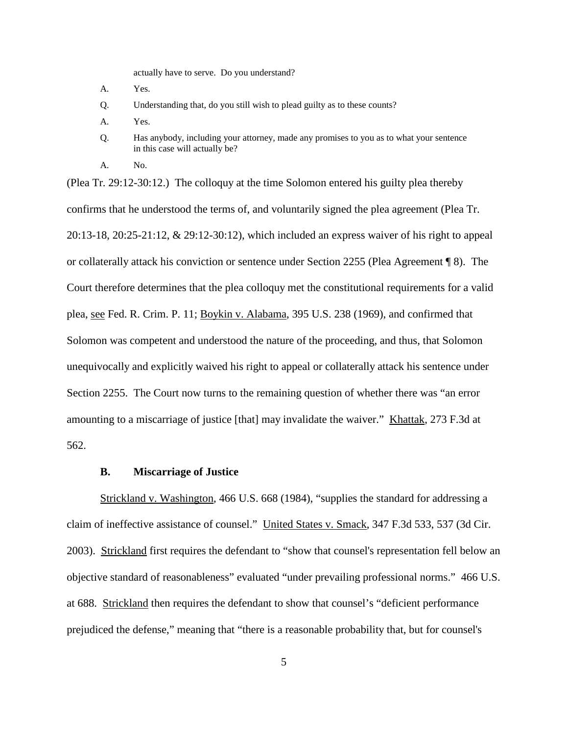actually have to serve. Do you understand?

A. Yes.

Q. Understanding that, do you still wish to plead guilty as to these counts?

A. Yes.

Q. Has anybody, including your attorney, made any promises to you as to what your sentence in this case will actually be?

A. No.

(Plea Tr. 29:12-30:12.) The colloquy at the time Solomon entered his guilty plea thereby confirms that he understood the terms of, and voluntarily signed the plea agreement (Plea Tr. 20:13-18, 20:25-21:12, & 29:12-30:12), which included an express waiver of his right to appeal or collaterally attack his conviction or sentence under Section 2255 (Plea Agreement ¶ 8). The Court therefore determines that the plea colloquy met the constitutional requirements for a valid plea, see Fed. R. Crim. P. 11; Boykin v. Alabama, 395 U.S. 238 (1969), and confirmed that Solomon was competent and understood the nature of the proceeding, and thus, that Solomon unequivocally and explicitly waived his right to appeal or collaterally attack his sentence under Section 2255. The Court now turns to the remaining question of whether there was "an error amounting to a miscarriage of justice [that] may invalidate the waiver." Khattak, 273 F.3d at 562.

### B. Miscarriage of Justice

Strickland v. Washington, 466 U.S. 668 (1984), "supplies the standard for addressing a claim of ineffective assistance of counsel." United States v. Smack, 347 F.3d 533, 537 (3d Cir. 2003). Strickland first requires the defendant to "show that counsel's representation fell below an objective standard of reasonableness" evaluated "under prevailing professional norms." 466 U.S. at 688. Strickland then requires the defendant to show that counsel's "deficient performance prejudiced the defense," meaning that "there is a reasonable probability that, but for counsel's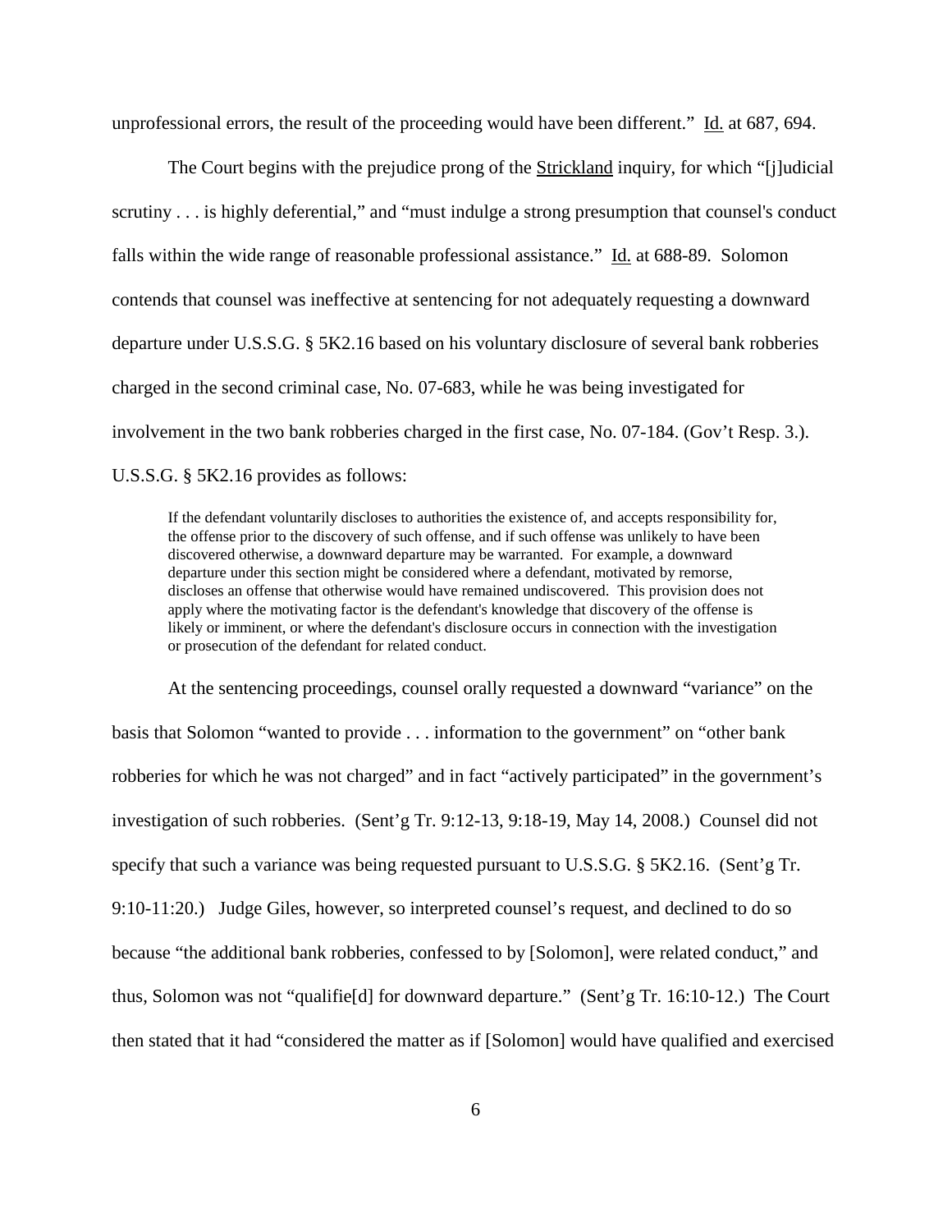unprofessional errors, the result of the proceeding would have been different." Id. at 687, 694.

The Court begins with the prejudice prong of the Strickland inquiry, for which "[j]udicial scrutiny . . . is highly deferential," and "must indulge a strong presumption that counsel's conduct falls within the wide range of reasonable professional assistance." Id. at 688-89. Solomon contends that counsel was ineffective at sentencing for not adequately requesting a downward departure under U.S.S.G. § 5K2.16 based on his voluntary disclosure of several bank robberies charged in the second criminal case, No. 07-683, while he was being investigated for involvement in the two bank robberies charged in the first case, No. 07-184. (Gov't Resp. 3.). U.S.S.G. § 5K2.16 provides as follows:

> If the defendant voluntarily discloses to authorities the existence of, and accepts responsibility for, the offense prior to the discovery of such offense, and if such offense was unlikely to have been discovered otherwise, a downward departure may be warranted. For example, a downward departure under this section might be considered where a defendant, motivated by remorse, discloses an offense that otherwise would have remained undiscovered. This provision does not apply where the motivating factor is the defendant's knowledge that discovery of the offense is likely or imminent, or where the defendant's disclosure occurs in connection with the investigation or prosecution of the defendant for related conduct.

At the sentencing proceedings, counsel orally requested a downward "variance" on the basis that Solomon "wanted to provide . . . information to the government" on "other bank robberies for which he was not charged" and in fact "actively participated" in the government's investigation of such robberies. (Sent'g Tr. 9:12-13, 9:18-19, May 14, 2008.) Counsel did not specify that such a variance was being requested pursuant to U.S.S.G. § 5K2.16. (Sent'g Tr. 9:10-11:20.) Judge Giles, however, so interpreted counsel's request, and declined to do so because "the additional bank robberies, confessed to by [Solomon], were related conduct," and thus, Solomon was not "qualifie[d] for downward departure." (Sent'g Tr. 16:10-12.) The Court then stated that it had "considered the matter as if [Solomon] would have qualified and exercised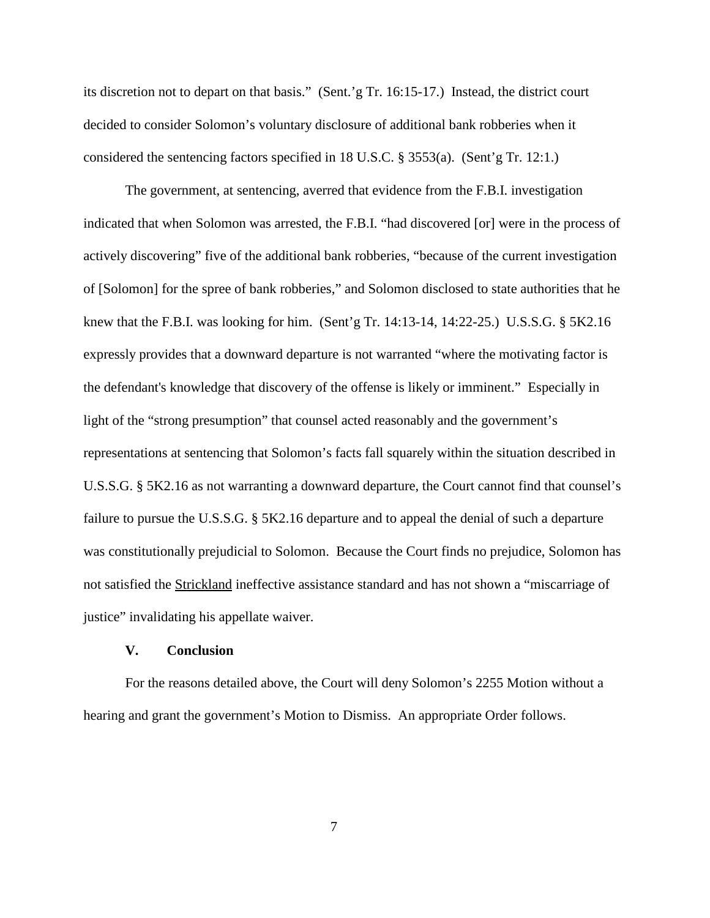its discretion not to depart on that basis." (Sent.'g Tr. 16:15-17.) Instead, the district court decided to consider Solomon's voluntary disclosure of additional bank robberies when it considered the sentencing factors specified in 18 U.S.C. § 3553(a). (Sent'g Tr. 12:1.)

The government, at sentencing, averred that evidence from the F.B.I. investigation indicated that when Solomon was arrested, the F.B.I. "had discovered [or] were in the process of actively discovering" five of the additional bank robberies, "because of the current investigation of [Solomon] for the spree of bank robberies," and Solomon disclosed to state authorities that he knew that the F.B.I. was looking for him. (Sent'g Tr. 14:13-14, 14:22-25.) U.S.S.G. § 5K2.16 expressly provides that a downward departure is not warranted "where the motivating factor is the defendant's knowledge that discovery of the offense is likely or imminent." Especially in light of the "strong presumption" that counsel acted reasonably and the government's representations at sentencing that Solomon's facts fall squarely within the situation described in U.S.S.G. § 5K2.16 as not warranting a downward departure, the Court cannot find that counsel's failure to pursue the U.S.S.G. § 5K2.16 departure and to appeal the denial of such a departure was constitutionally prejudicial to Solomon. Because the Court finds no prejudice, Solomon has not satisfied the Strickland ineffective assistance standard and has not shown a "miscarriage of justice" invalidating his appellate waiver.

## V. Conclusion

For the reasons detailed above, the Court will deny Solomon's 2255 Motion without a hearing and grant the government's Motion to Dismiss. An appropriate Order follows.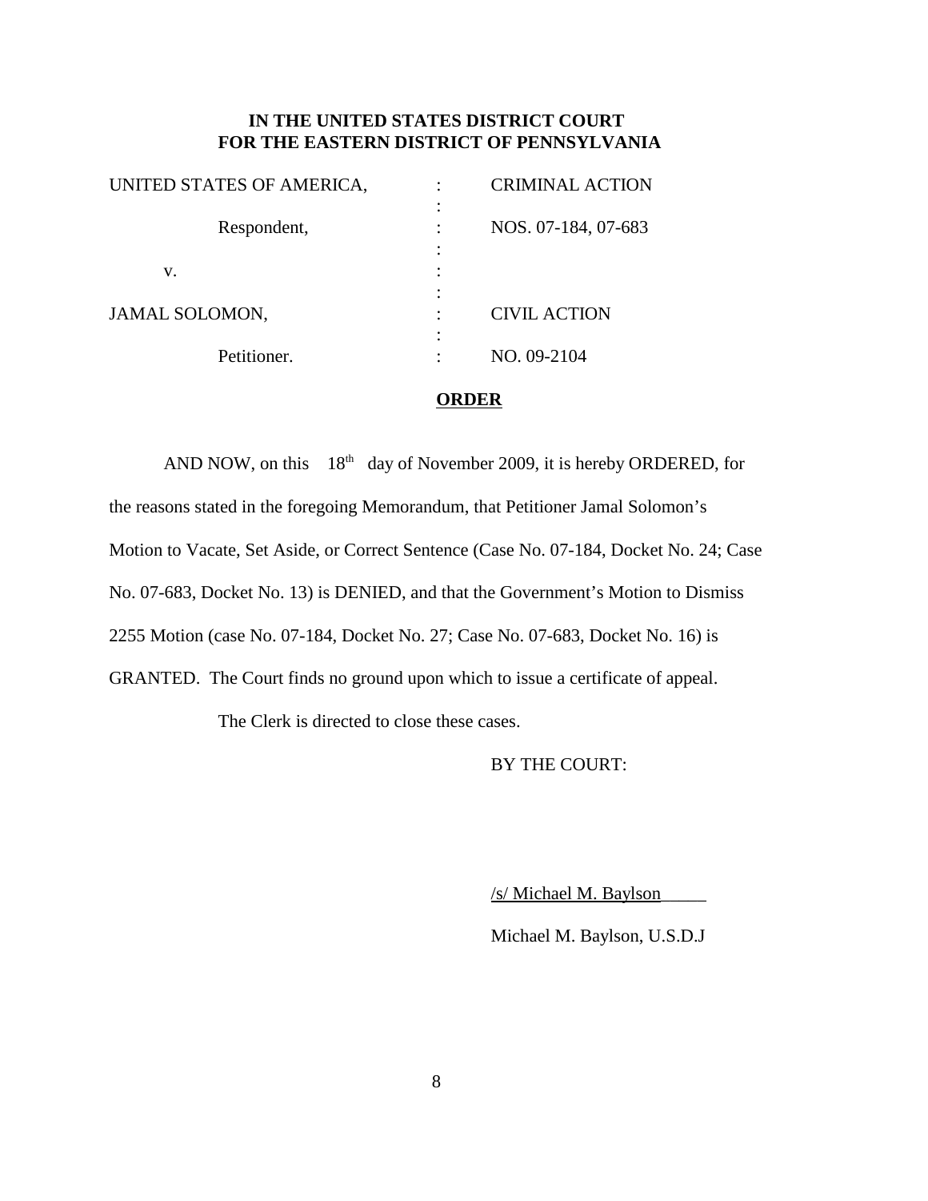**IN THE UNITED STATES DISTRICT COURT**
**FOR THE EASTERN DISTRICT OF PENNSYLVANIA**

| | | |
|---|---|---|
| UNITED STATES OF AMERICA, | : | CRIMINAL ACTION |
| Respondent, | : | NOS. 07-184, 07-683 |
| v. | : | |
| JAMAL SOLOMON, | : | CIVIL ACTION |
| Petitioner. | : | NO. 09-2104 |

**ORDER**

AND NOW, on this 18th day of November 2009, it is hereby ORDERED, for the reasons stated in the foregoing Memorandum, that Petitioner Jamal Solomon's Motion to Vacate, Set Aside, or Correct Sentence (Case No. 07-184, Docket No. 24; Case No. 07-683, Docket No. 13) is DENIED, and that the Government's Motion to Dismiss 2255 Motion (case No. 07-184, Docket No. 27; Case No. 07-683, Docket No. 16) is GRANTED. The Court finds no ground upon which to issue a certificate of appeal.

The Clerk is directed to close these cases.

BY THE COURT:

/s/ Michael M. Baylson

Michael M. Baylson, U.S.D.J